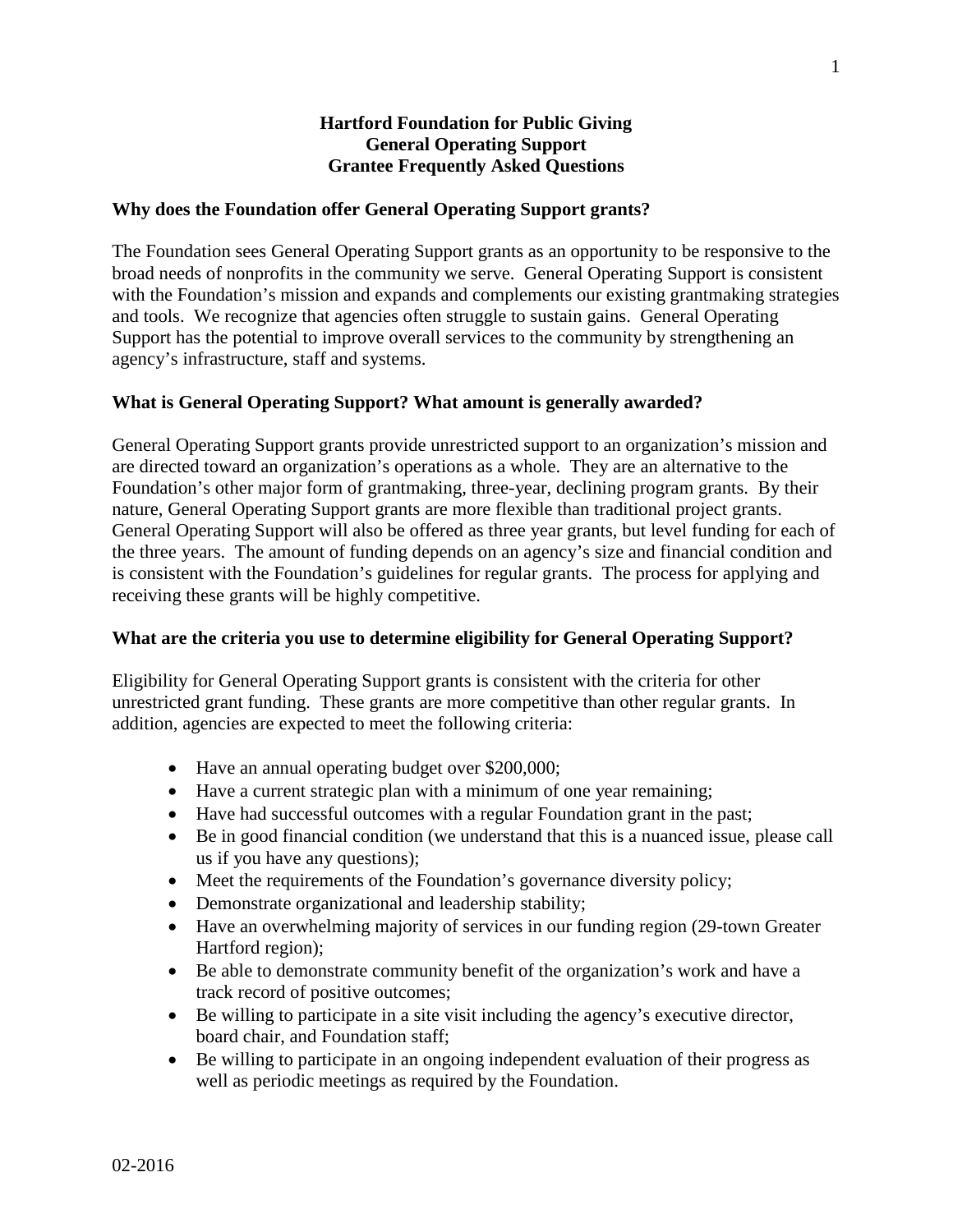# Hartford Foundation for Public Giving
# General Operating Support
# Grantee Frequently Asked Questions

### Why does the Foundation offer General Operating Support grants?

The Foundation sees General Operating Support grants as an opportunity to be responsive to the broad needs of nonprofits in the community we serve. General Operating Support is consistent with the Foundation's mission and expands and complements our existing grantmaking strategies and tools. We recognize that agencies often struggle to sustain gains. General Operating Support has the potential to improve overall services to the community by strengthening an agency's infrastructure, staff and systems.

### What is General Operating Support? What amount is generally awarded?

General Operating Support grants provide unrestricted support to an organization's mission and are directed toward an organization's operations as a whole. They are an alternative to the Foundation's other major form of grantmaking, three-year, declining program grants. By their nature, General Operating Support grants are more flexible than traditional project grants. General Operating Support will also be offered as three year grants, but level funding for each of the three years. The amount of funding depends on an agency's size and financial condition and is consistent with the Foundation's guidelines for regular grants. The process for applying and receiving these grants will be highly competitive.

### What are the criteria you use to determine eligibility for General Operating Support?

Eligibility for General Operating Support grants is consistent with the criteria for other unrestricted grant funding. These grants are more competitive than other regular grants. In addition, agencies are expected to meet the following criteria:

- Have an annual operating budget over $200,000;
- Have a current strategic plan with a minimum of one year remaining;
- Have had successful outcomes with a regular Foundation grant in the past;
- Be in good financial condition (we understand that this is a nuanced issue, please call us if you have any questions);
- Meet the requirements of the Foundation's governance diversity policy;
- Demonstrate organizational and leadership stability;
- Have an overwhelming majority of services in our funding region (29-town Greater Hartford region);
- Be able to demonstrate community benefit of the organization's work and have a track record of positive outcomes;
- Be willing to participate in a site visit including the agency's executive director, board chair, and Foundation staff;
- Be willing to participate in an ongoing independent evaluation of their progress as well as periodic meetings as required by the Foundation.

02-2016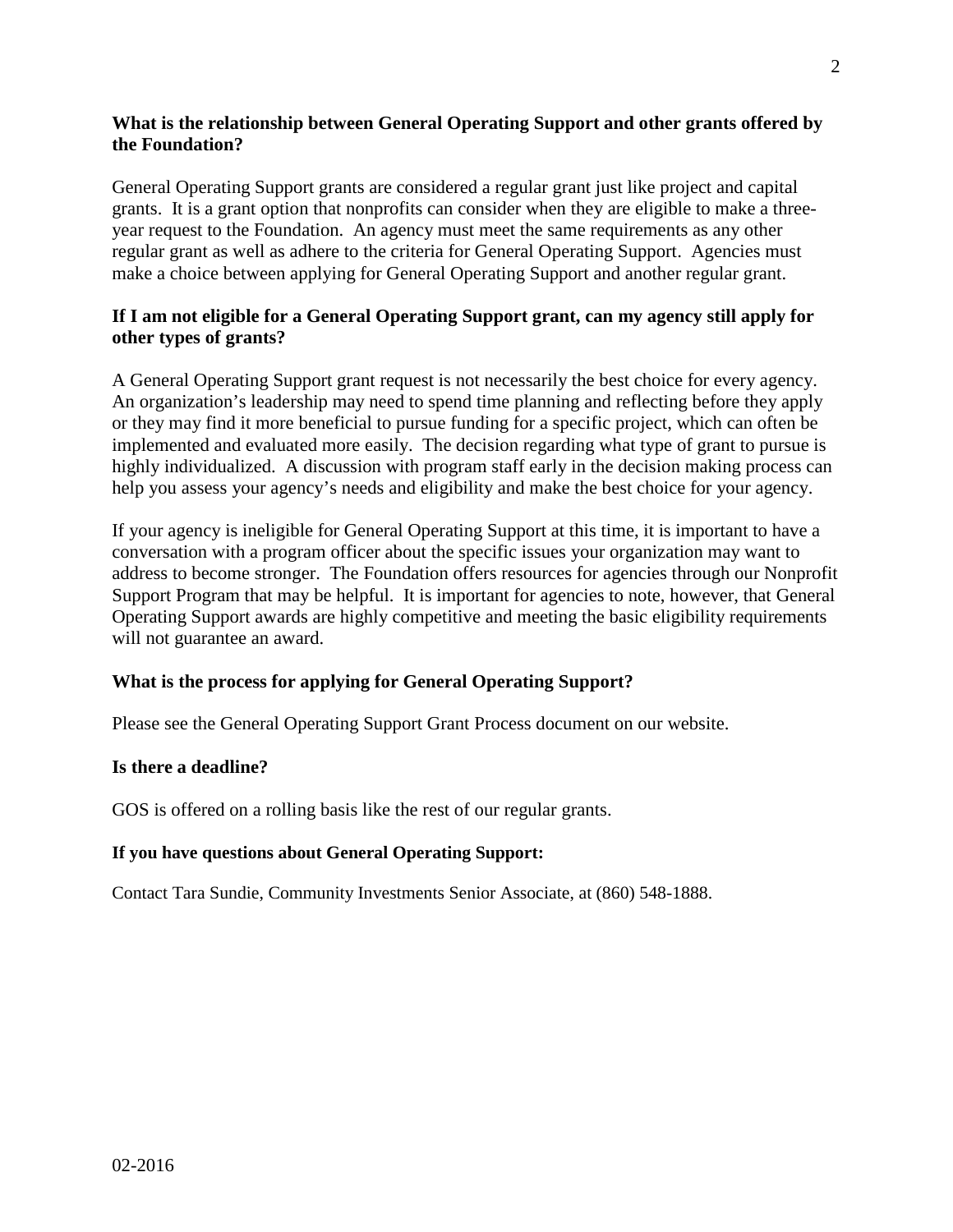**What is the relationship between General Operating Support and other grants offered by the Foundation?**

General Operating Support grants are considered a regular grant just like project and capital grants. It is a grant option that nonprofits can consider when they are eligible to make a three-year request to the Foundation. An agency must meet the same requirements as any other regular grant as well as adhere to the criteria for General Operating Support. Agencies must make a choice between applying for General Operating Support and another regular grant.

**If I am not eligible for a General Operating Support grant, can my agency still apply for other types of grants?**

A General Operating Support grant request is not necessarily the best choice for every agency. An organization's leadership may need to spend time planning and reflecting before they apply or they may find it more beneficial to pursue funding for a specific project, which can often be implemented and evaluated more easily. The decision regarding what type of grant to pursue is highly individualized. A discussion with program staff early in the decision making process can help you assess your agency's needs and eligibility and make the best choice for your agency.

If your agency is ineligible for General Operating Support at this time, it is important to have a conversation with a program officer about the specific issues your organization may want to address to become stronger. The Foundation offers resources for agencies through our Nonprofit Support Program that may be helpful. It is important for agencies to note, however, that General Operating Support awards are highly competitive and meeting the basic eligibility requirements will not guarantee an award.

**What is the process for applying for General Operating Support?**

Please see the General Operating Support Grant Process document on our website.

**Is there a deadline?**

GOS is offered on a rolling basis like the rest of our regular grants.

**If you have questions about General Operating Support:**

Contact Tara Sundie, Community Investments Senior Associate, at (860) 548-1888.

02-2016